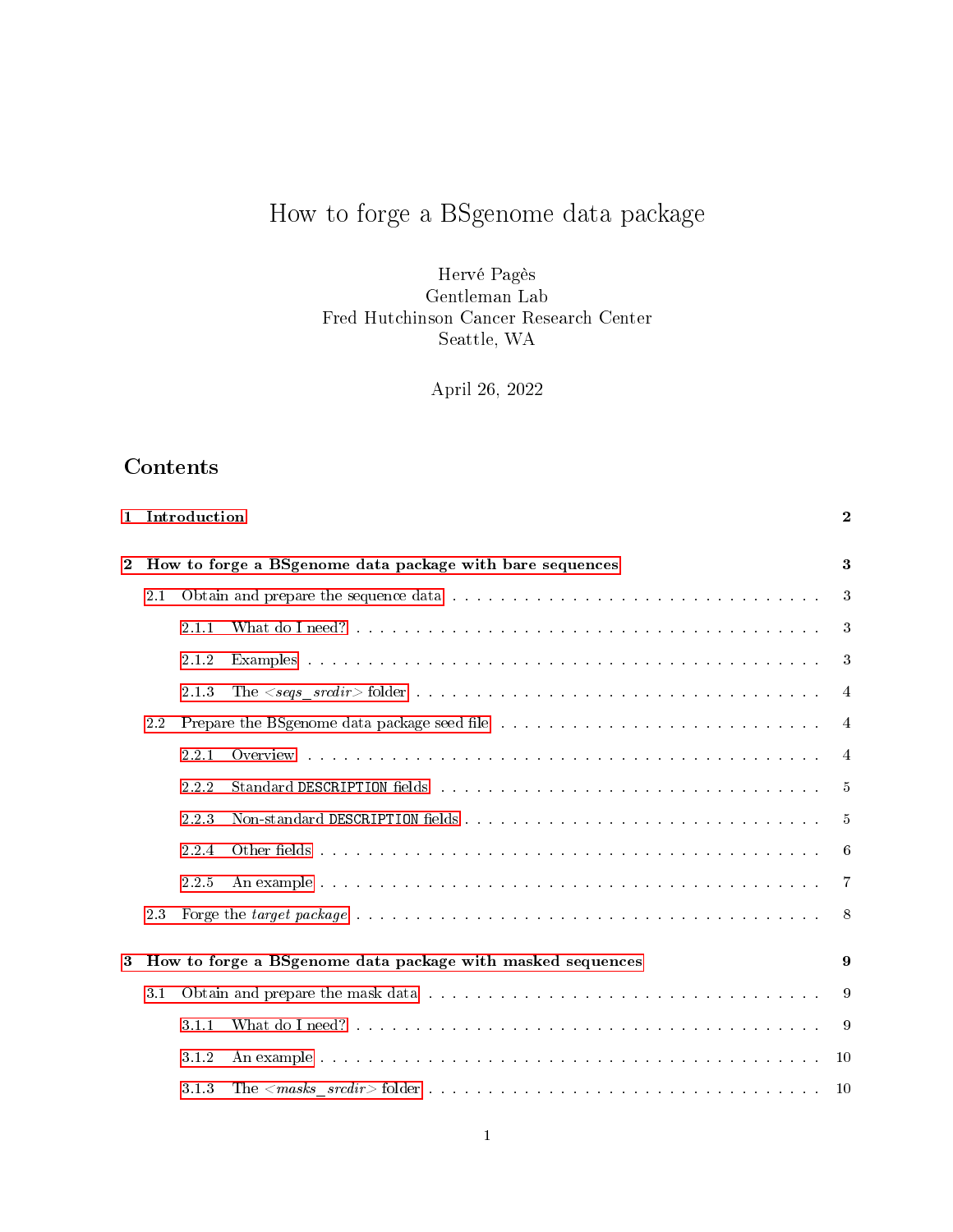# How to forge a BSgenome data package

Hervé Pagès
Gentleman Lab
Fred Hutchinson Cancer Research Center
Seattle, WA

April 26, 2022

## Contents

- **1 Introduction** — 2
- **2 How to forge a BSgenome data package with bare sequences** — 3
  - 2.1 Obtain and prepare the sequence data — 3
    - 2.1.1 What do I need? — 3
    - 2.1.2 Examples — 3
    - 2.1.3 The <*seqs_srcdir*> folder — 4
  - 2.2 Prepare the BSgenome data package seed file — 4
    - 2.2.1 Overview — 4
    - 2.2.2 Standard `DESCRIPTION` fields — 5
    - 2.2.3 Non-standard `DESCRIPTION` fields — 5
    - 2.2.4 Other fields — 6
    - 2.2.5 An example — 7
  - 2.3 Forge the *target package* — 8
- **3 How to forge a BSgenome data package with masked sequences** — 9
  - 3.1 Obtain and prepare the mask data — 9
    - 3.1.1 What do I need? — 9
    - 3.1.2 An example — 10
    - 3.1.3 The <*masks_srcdir*> folder — 10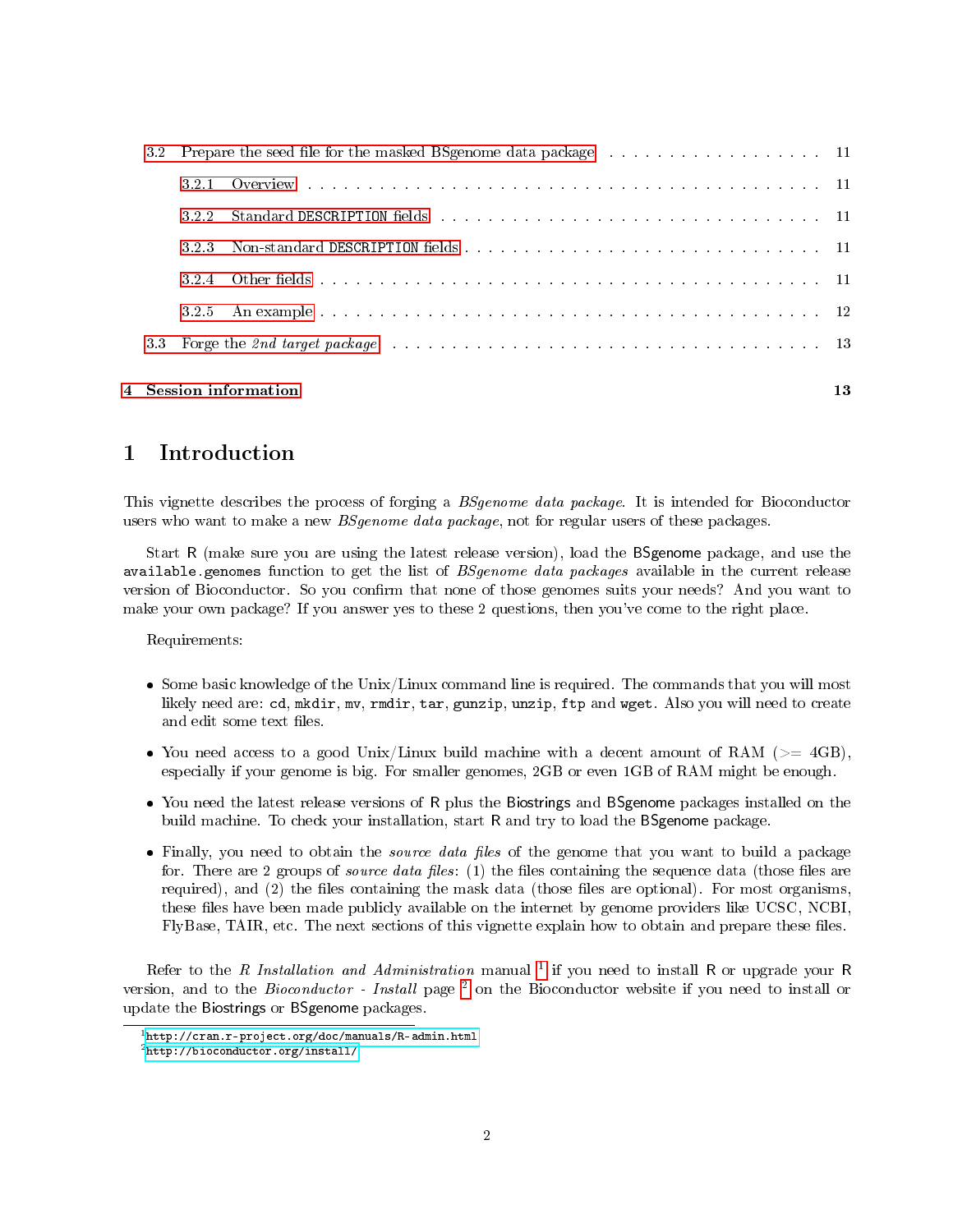| | | |
|---|---|---|
| 3.2 | Prepare the seed file for the masked BSgenome data package | 11 |
| 3.2.1 | Overview | 11 |
| 3.2.2 | Standard `DESCRIPTION` fields | 11 |
| 3.2.3 | Non-standard `DESCRIPTION` fields | 11 |
| 3.2.4 | Other fields | 11 |
| 3.2.5 | An example | 12 |
| 3.3 | Forge the *2nd target package* | 13 |
| **4** | **Session information** | **13** |

# 1 Introduction

This vignette describes the process of forging a *BSgenome data package*. It is intended for Bioconductor users who want to make a new *BSgenome data package*, not for regular users of these packages.

Start R (make sure you are using the latest release version), load the BSgenome package, and use the `available.genomes` function to get the list of *BSgenome data packages* available in the current release version of Bioconductor. So you confirm that none of those genomes suits your needs? And you want to make your own package? If you answer yes to these 2 questions, then you've come to the right place.

Requirements:

- Some basic knowledge of the Unix/Linux command line is required. The commands that you will most likely need are: `cd`, `mkdir`, `mv`, `rmdir`, `tar`, `gunzip`, `unzip`, `ftp` and `wget`. Also you will need to create and edit some text files.
- You need access to a good Unix/Linux build machine with a decent amount of RAM (>= 4GB), especially if your genome is big. For smaller genomes, 2GB or even 1GB of RAM might be enough.
- You need the latest release versions of R plus the Biostrings and BSgenome packages installed on the build machine. To check your installation, start R and try to load the BSgenome package.
- Finally, you need to obtain the *source data files* of the genome that you want to build a package for. There are 2 groups of *source data files*: (1) the files containing the sequence data (those files are required), and (2) the files containing the mask data (those files are optional). For most organisms, these files have been made publicly available on the internet by genome providers like UCSC, NCBI, FlyBase, TAIR, etc. The next sections of this vignette explain how to obtain and prepare these files.

Refer to the *R Installation and Administration* manual [1] if you need to install R or upgrade your R version, and to the *Bioconductor - Install* page [2] on the Bioconductor website if you need to install or update the Biostrings or BSgenome packages.

[1] `http://cran.r-project.org/doc/manuals/R-admin.html`
[2] `http://bioconductor.org/install/`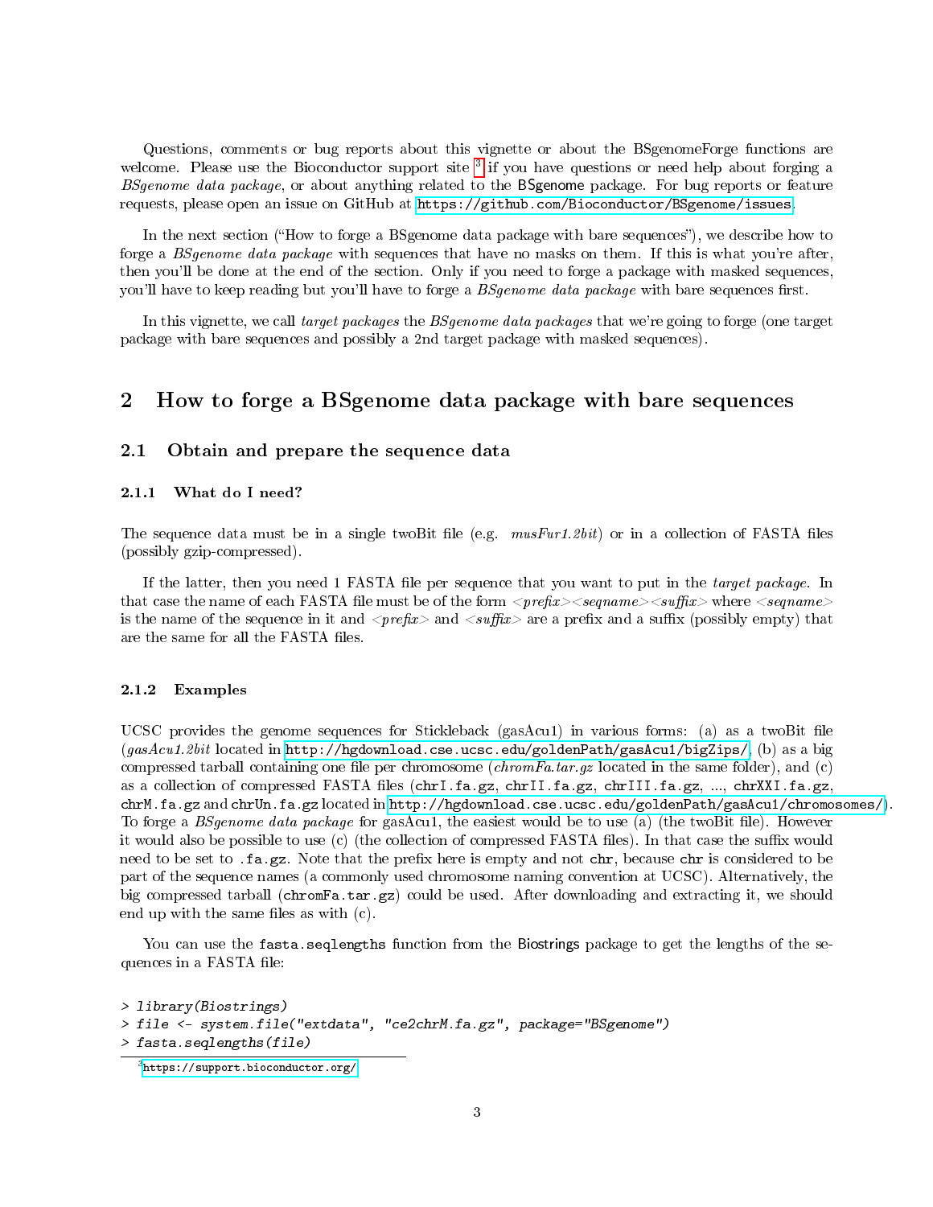Questions, comments or bug reports about this vignette or about the BSgenomeForge functions are welcome. Please use the Bioconductor support site [3] if you have questions or need help about forging a *BSgenome data package*, or about anything related to the BSgenome package. For bug reports or feature requests, please open an issue on GitHub at https://github.com/Bioconductor/BSgenome/issues.

In the next section ("How to forge a BSgenome data package with bare sequences"), we describe how to forge a *BSgenome data package* with sequences that have no masks on them. If this is what you're after, then you'll be done at the end of the section. Only if you need to forge a package with masked sequences, you'll have to keep reading but you'll have to forge a *BSgenome data package* with bare sequences first.

In this vignette, we call *target packages* the *BSgenome data packages* that we're going to forge (one target package with bare sequences and possibly a 2nd target package with masked sequences).

## 2 How to forge a BSgenome data package with bare sequences

### 2.1 Obtain and prepare the sequence data

#### 2.1.1 What do I need?

The sequence data must be in a single twoBit file (e.g. *musFur1.2bit*) or in a collection of FASTA files (possibly gzip-compressed).

If the latter, then you need 1 FASTA file per sequence that you want to put in the *target package*. In that case the name of each FASTA file must be of the form *<prefix><seqname><suffix>* where *<seqname>* is the name of the sequence in it and *<prefix>* and *<suffix>* are a prefix and a suffix (possibly empty) that are the same for all the FASTA files.

#### 2.1.2 Examples

UCSC provides the genome sequences for Stickleback (gasAcu1) in various forms: (a) as a twoBit file (*gasAcu1.2bit* located in http://hgdownload.cse.ucsc.edu/goldenPath/gasAcu1/bigZips/, (b) as a big compressed tarball containing one file per chromosome (*chromFa.tar.gz* located in the same folder), and (c) as a collection of compressed FASTA files (`chrI.fa.gz`, `chrII.fa.gz`, `chrIII.fa.gz`, ..., `chrXXI.fa.gz`, `chrM.fa.gz` and `chrUn.fa.gz` located in http://hgdownload.cse.ucsc.edu/goldenPath/gasAcu1/chromosomes/). To forge a *BSgenome data package* for gasAcu1, the easiest would be to use (a) (the twoBit file). However it would also be possible to use (c) (the collection of compressed FASTA files). In that case the suffix would need to be set to `.fa.gz`. Note that the prefix here is empty and not `chr`, because `chr` is considered to be part of the sequence names (a commonly used chromosome naming convention at UCSC). Alternatively, the big compressed tarball (`chromFa.tar.gz`) could be used. After downloading and extracting it, we should end up with the same files as with (c).

You can use the `fasta.seqlengths` function from the Biostrings package to get the lengths of the sequences in a FASTA file:

```
> library(Biostrings)
> file <- system.file("extdata", "ce2chrM.fa.gz", package="BSgenome")
> fasta.seqlengths(file)
```

[3] https://support.bioconductor.org/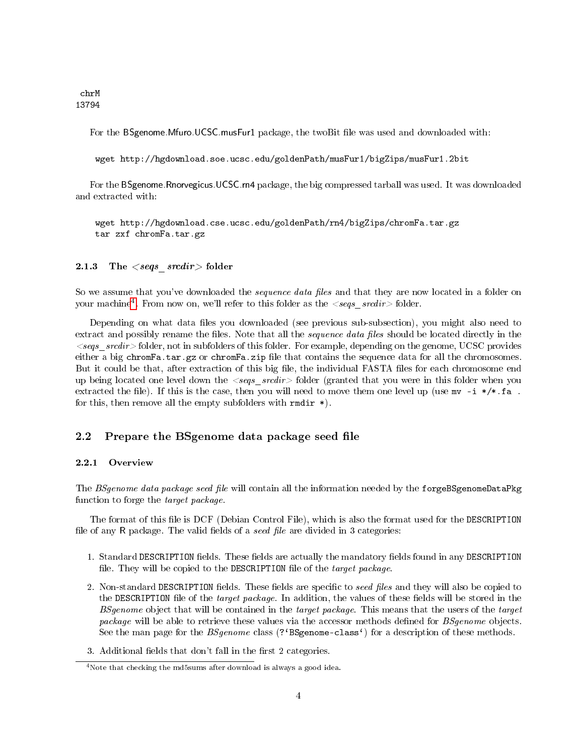```
chrM
13794
```

For the BSgenome.Mfuro.UCSC.musFur1 package, the twoBit file was used and downloaded with:

```
wget http://hgdownload.soe.ucsc.edu/goldenPath/musFur1/bigZips/musFur1.2bit
```

For the BSgenome.Rnorvegicus.UCSC.rn4 package, the big compressed tarball was used. It was downloaded and extracted with:

```
wget http://hgdownload.cse.ucsc.edu/goldenPath/rn4/bigZips/chromFa.tar.gz
tar zxf chromFa.tar.gz
```

#### 2.1.3 The <*seqs_srcdir*> folder

So we assume that you've downloaded the *sequence data files* and that they are now located in a folder on your machine[4]. From now on, we'll refer to this folder as the <*seqs_srcdir*> folder.

Depending on what data files you downloaded (see previous sub-subsection), you might also need to extract and possibly rename the files. Note that all the *sequence data files* should be located directly in the <*seqs_srcdir*> folder, not in subfolders of this folder. For example, depending on the genome, UCSC provides either a big `chromFa.tar.gz` or `chromFa.zip` file that contains the sequence data for all the chromosomes. But it could be that, after extraction of this big file, the individual FASTA files for each chromosome end up being located one level down the <*seqs_srcdir*> folder (granted that you were in this folder when you extracted the file). If this is the case, then you will need to move them one level up (use `mv -i */*.fa .` for this, then remove all the empty subfolders with `rmdir *`).

### 2.2 Prepare the BSgenome data package seed file

#### 2.2.1 Overview

The *BSgenome data package seed file* will contain all the information needed by the `forgeBSgenomeDataPkg` function to forge the *target package*.

The format of this file is DCF (Debian Control File), which is also the format used for the `DESCRIPTION` file of any R package. The valid fields of a *seed file* are divided in 3 categories:

1. Standard `DESCRIPTION` fields. These fields are actually the mandatory fields found in any `DESCRIPTION` file. They will be copied to the `DESCRIPTION` file of the *target package*.
2. Non-standard `DESCRIPTION` fields. These fields are specific to *seed files* and they will also be copied to the `DESCRIPTION` file of the *target package*. In addition, the values of these fields will be stored in the *BSgenome* object that will be contained in the *target package*. This means that the users of the *target package* will be able to retrieve these values via the accessor methods defined for *BSgenome* objects. See the man page for the *BSgenome* class (`?`BSgenome-class``) for a description of these methods.
3. Additional fields that don't fall in the first 2 categories.

[4] Note that checking the md5sums after download is always a good idea.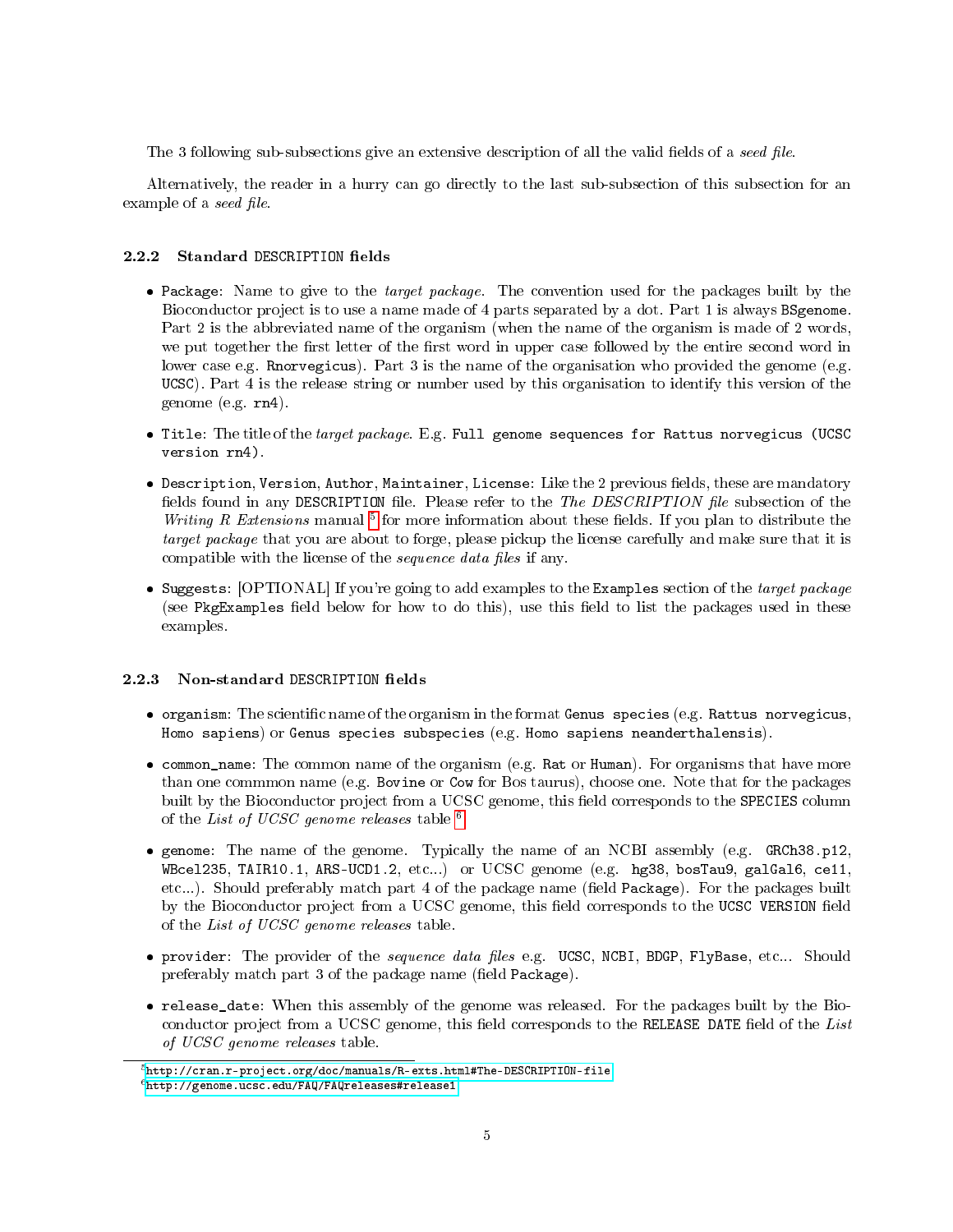The 3 following sub-subsections give an extensive description of all the valid fields of a *seed file*.

Alternatively, the reader in a hurry can go directly to the last sub-subsection of this subsection for an example of a *seed file*.

### 2.2.2 Standard `DESCRIPTION` fields

- `Package`: Name to give to the *target package*. The convention used for the packages built by the Bioconductor project is to use a name made of 4 parts separated by a dot. Part 1 is always `BSgenome`. Part 2 is the abbreviated name of the organism (when the name of the organism is made of 2 words, we put together the first letter of the first word in upper case followed by the entire second word in lower case e.g. `Rnorvegicus`). Part 3 is the name of the organisation who provided the genome (e.g. `UCSC`). Part 4 is the release string or number used by this organisation to identify this version of the genome (e.g. `rn4`).

- `Title`: The title of the *target package*. E.g. `Full genome sequences for Rattus norvegicus (UCSC version rn4)`.

- `Description`, `Version`, `Author`, `Maintainer`, `License`: Like the 2 previous fields, these are mandatory fields found in any `DESCRIPTION` file. Please refer to the *The DESCRIPTION file* subsection of the *Writing R Extensions* manual [5] for more information about these fields. If you plan to distribute the *target package* that you are about to forge, please pickup the license carefully and make sure that it is compatible with the license of the *sequence data files* if any.

- `Suggests`: [OPTIONAL] If you're going to add examples to the `Examples` section of the *target package* (see `PkgExamples` field below for how to do this), use this field to list the packages used in these examples.

### 2.2.3 Non-standard `DESCRIPTION` fields

- `organism`: The scientific name of the organism in the format `Genus species` (e.g. `Rattus norvegicus`, `Homo sapiens`) or `Genus species subspecies` (e.g. `Homo sapiens neanderthalensis`).

- `common_name`: The common name of the organism (e.g. `Rat` or `Human`). For organisms that have more than one commmon name (e.g. `Bovine` or `Cow` for Bos taurus), choose one. Note that for the packages built by the Bioconductor project from a UCSC genome, this field corresponds to the `SPECIES` column of the *List of UCSC genome releases* table [6].

- `genome`: The name of the genome. Typically the name of an NCBI assembly (e.g. `GRCh38.p12`, `WBcel235`, `TAIR10.1`, `ARS-UCD1.2`, etc...) or UCSC genome (e.g. `hg38`, `bosTau9`, `galGal6`, `ce11`, etc...). Should preferably match part 4 of the package name (field `Package`). For the packages built by the Bioconductor project from a UCSC genome, this field corresponds to the `UCSC VERSION` field of the *List of UCSC genome releases* table.

- `provider`: The provider of the *sequence data files* e.g. `UCSC`, `NCBI`, `BDGP`, `FlyBase`, etc... Should preferably match part 3 of the package name (field `Package`).

- `release_date`: When this assembly of the genome was released. For the packages built by the Bioconductor project from a UCSC genome, this field corresponds to the `RELEASE DATE` field of the *List of UCSC genome releases* table.

---

[5] http://cran.r-project.org/doc/manuals/R-exts.html#The-DESCRIPTION-file

[6] http://genome.ucsc.edu/FAQ/FAQreleases#release1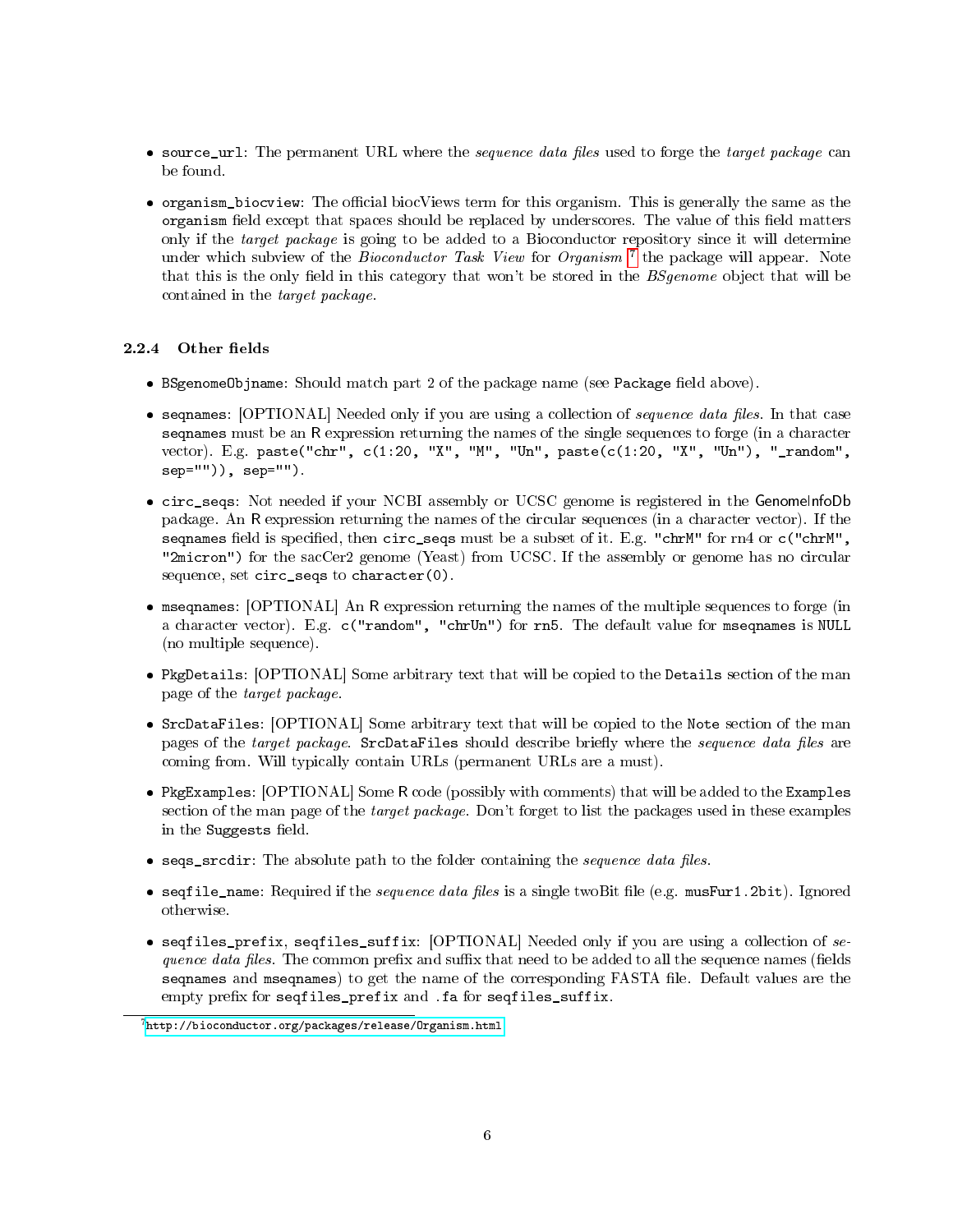- `source_url`: The permanent URL where the *sequence data files* used to forge the *target package* can be found.

- `organism_biocview`: The official biocViews term for this organism. This is generally the same as the `organism` field except that spaces should be replaced by underscores. The value of this field matters only if the *target package* is going to be added to a Bioconductor repository since it will determine under which subview of the *Bioconductor Task View* for *Organism* [7] the package will appear. Note that this is the only field in this category that won't be stored in the *BSgenome* object that will be contained in the *target package*.

### 2.2.4 Other fields

- `BSgenomeObjname`: Should match part 2 of the package name (see `Package` field above).

- `seqnames`: [OPTIONAL] Needed only if you are using a collection of *sequence data files*. In that case `seqnames` must be an R expression returning the names of the single sequences to forge (in a character vector). E.g. `paste("chr", c(1:20, "X", "M", "Un", paste(c(1:20, "X", "Un"), "_random", sep="")), sep="")`.

- `circ_seqs`: Not needed if your NCBI assembly or UCSC genome is registered in the GenomeInfoDb package. An R expression returning the names of the circular sequences (in a character vector). If the `seqnames` field is specified, then `circ_seqs` must be a subset of it. E.g. `"chrM"` for rn4 or `c("chrM", "2micron")` for the sacCer2 genome (Yeast) from UCSC. If the assembly or genome has no circular sequence, set `circ_seqs` to `character(0)`.

- `mseqnames`: [OPTIONAL] An R expression returning the names of the multiple sequences to forge (in a character vector). E.g. `c("random", "chrUn")` for `rn5`. The default value for `mseqnames` is `NULL` (no multiple sequence).

- `PkgDetails`: [OPTIONAL] Some arbitrary text that will be copied to the `Details` section of the man page of the *target package*.

- `SrcDataFiles`: [OPTIONAL] Some arbitrary text that will be copied to the `Note` section of the man pages of the *target package*. `SrcDataFiles` should describe briefly where the *sequence data files* are coming from. Will typically contain URLs (permanent URLs are a must).

- `PkgExamples`: [OPTIONAL] Some R code (possibly with comments) that will be added to the `Examples` section of the man page of the *target package*. Don't forget to list the packages used in these examples in the `Suggests` field.

- `seqs_srcdir`: The absolute path to the folder containing the *sequence data files*.

- `seqfile_name`: Required if the *sequence data files* is a single twoBit file (e.g. `musFur1.2bit`). Ignored otherwise.

- `seqfiles_prefix`, `seqfiles_suffix`: [OPTIONAL] Needed only if you are using a collection of *sequence data files*. The common prefix and suffix that need to be added to all the sequence names (fields `seqnames` and `mseqnames`) to get the name of the corresponding FASTA file. Default values are the empty prefix for `seqfiles_prefix` and `.fa` for `seqfiles_suffix`.

---

[7] http://bioconductor.org/packages/release/Organism.html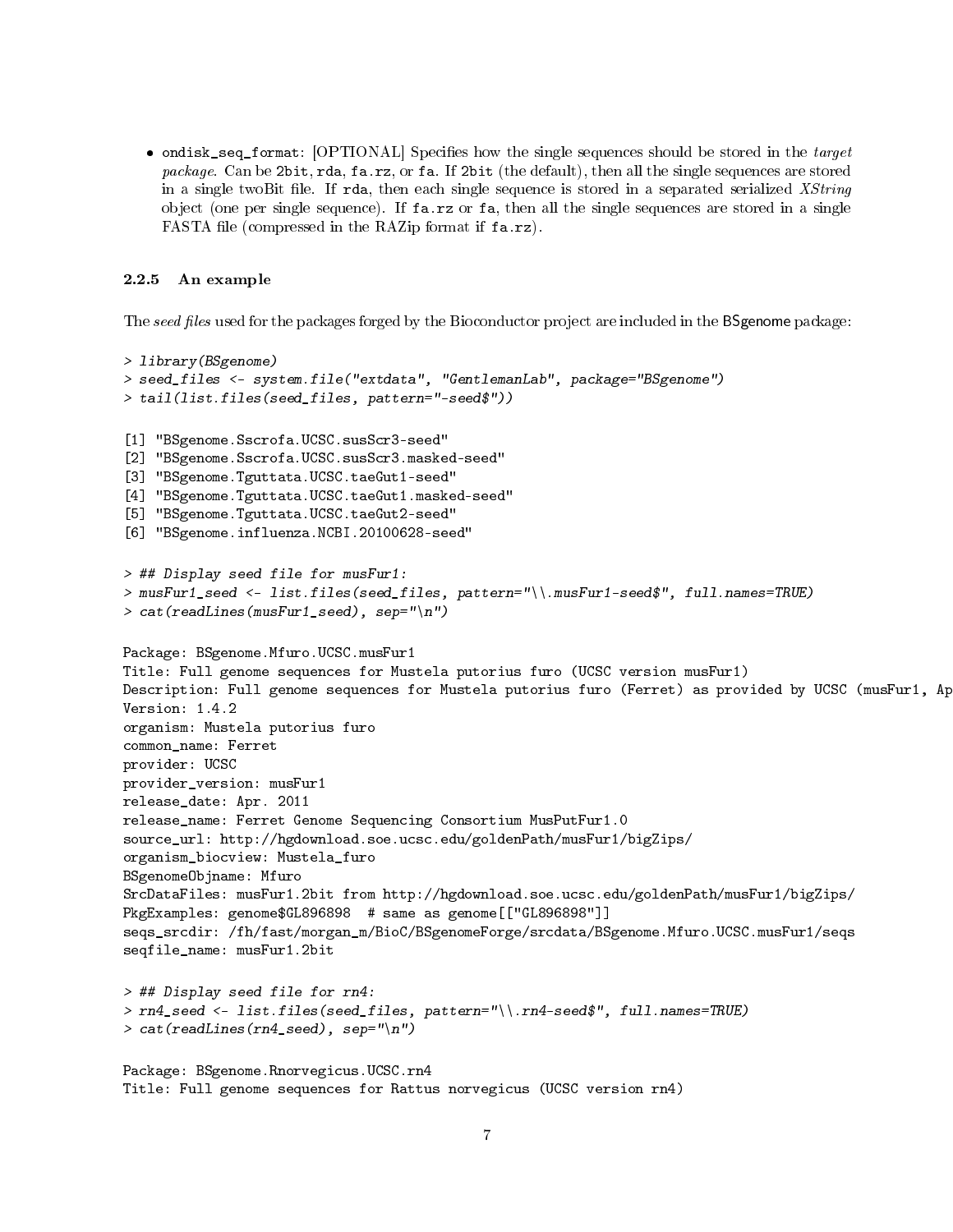- `ondisk_seq_format`: [OPTIONAL] Specifies how the single sequences should be stored in the *target package*. Can be `2bit`, `rda`, `fa.rz`, or `fa`. If `2bit` (the default), then all the single sequences are stored in a single twoBit file. If `rda`, then each single sequence is stored in a separated serialized *XString* object (one per single sequence). If `fa.rz` or `fa`, then all the single sequences are stored in a single FASTA file (compressed in the RAZip format if `fa.rz`).

### 2.2.5 An example

The *seed files* used for the packages forged by the Bioconductor project are included in the BSgenome package:

```
> library(BSgenome)
> seed_files <- system.file("extdata", "GentlemanLab", package="BSgenome")
> tail(list.files(seed_files, pattern="-seed$"))

[1] "BSgenome.Sscrofa.UCSC.susScr3-seed"
[2] "BSgenome.Sscrofa.UCSC.susScr3.masked-seed"
[3] "BSgenome.Tguttata.UCSC.taeGut1-seed"
[4] "BSgenome.Tguttata.UCSC.taeGut1.masked-seed"
[5] "BSgenome.Tguttata.UCSC.taeGut2-seed"
[6] "BSgenome.influenza.NCBI.20100628-seed"

> ## Display seed file for musFur1:
> musFur1_seed <- list.files(seed_files, pattern="\\.musFur1-seed$", full.names=TRUE)
> cat(readLines(musFur1_seed), sep="\n")

Package: BSgenome.Mfuro.UCSC.musFur1
Title: Full genome sequences for Mustela putorius furo (UCSC version musFur1)
Description: Full genome sequences for Mustela putorius furo (Ferret) as provided by UCSC (musFur1, Ap
Version: 1.4.2
organism: Mustela putorius furo
common_name: Ferret
provider: UCSC
provider_version: musFur1
release_date: Apr. 2011
release_name: Ferret Genome Sequencing Consortium MusPutFur1.0
source_url: http://hgdownload.soe.ucsc.edu/goldenPath/musFur1/bigZips/
organism_biocview: Mustela_furo
BSgenomeObjname: Mfuro
SrcDataFiles: musFur1.2bit from http://hgdownload.soe.ucsc.edu/goldenPath/musFur1/bigZips/
PkgExamples: genome$GL896898  # same as genome[["GL896898"]]
seqs_srcdir: /fh/fast/morgan_m/BioC/BSgenomeForge/srcdata/BSgenome.Mfuro.UCSC.musFur1/seqs
seqfile_name: musFur1.2bit

> ## Display seed file for rn4:
> rn4_seed <- list.files(seed_files, pattern="\\.rn4-seed$", full.names=TRUE)
> cat(readLines(rn4_seed), sep="\n")

Package: BSgenome.Rnorvegicus.UCSC.rn4
Title: Full genome sequences for Rattus norvegicus (UCSC version rn4)
```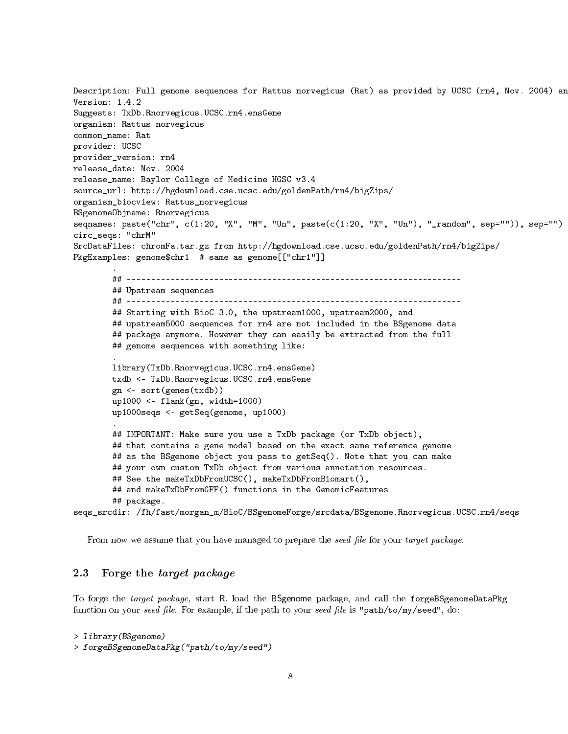```
Description: Full genome sequences for Rattus norvegicus (Rat) as provided by UCSC (rn4, Nov. 2004) an
Version: 1.4.2
Suggests: TxDb.Rnorvegicus.UCSC.rn4.ensGene
organism: Rattus norvegicus
common_name: Rat
provider: UCSC
provider_version: rn4
release_date: Nov. 2004
release_name: Baylor College of Medicine HGSC v3.4
source_url: http://hgdownload.cse.ucsc.edu/goldenPath/rn4/bigZips/
organism_biocview: Rattus_norvegicus
BSgenomeObjname: Rnorvegicus
seqnames: paste("chr", c(1:20, "X", "M", "Un", paste(c(1:20, "X", "Un"), "_random", sep="")), sep="")
circ_seqs: "chrM"
SrcDataFiles: chromFa.tar.gz from http://hgdownload.cse.ucsc.edu/goldenPath/rn4/bigZips/
PkgExamples: genome$chr1  # same as genome[["chr1"]]
        .
        ## ---------------------------------------------------------------------
        ## Upstream sequences
        ## ---------------------------------------------------------------------
        ## Starting with BioC 3.0, the upstream1000, upstream2000, and
        ## upstream5000 sequences for rn4 are not included in the BSgenome data
        ## package anymore. However they can easily be extracted from the full
        ## genome sequences with something like:
        .
        library(TxDb.Rnorvegicus.UCSC.rn4.ensGene)
        txdb <- TxDb.Rnorvegicus.UCSC.rn4.ensGene
        gn <- sort(genes(txdb))
        up1000 <- flank(gn, width=1000)
        up1000seqs <- getSeq(genome, up1000)
        .
        ## IMPORTANT: Make sure you use a TxDb package (or TxDb object),
        ## that contains a gene model based on the exact same reference genome
        ## as the BSgenome object you pass to getSeq(). Note that you can make
        ## your own custom TxDb object from various annotation resources.
        ## See the makeTxDbFromUCSC(), makeTxDbFromBiomart(),
        ## and makeTxDbFromGFF() functions in the GenomicFeatures
        ## package.
seqs_srcdir: /fh/fast/morgan_m/BioC/BSgenomeForge/srcdata/BSgenome.Rnorvegicus.UCSC.rn4/seqs
```

From now we assume that you have managed to prepare the *seed file* for your *target package*.

## 2.3 Forge the *target package*

To forge the *target package*, start R, load the BSgenome package, and call the forgeBSgenomeDataPkg function on your *seed file*. For example, if the path to your *seed file* is "path/to/my/seed", do:

```
> library(BSgenome)
> forgeBSgenomeDataPkg("path/to/my/seed")
```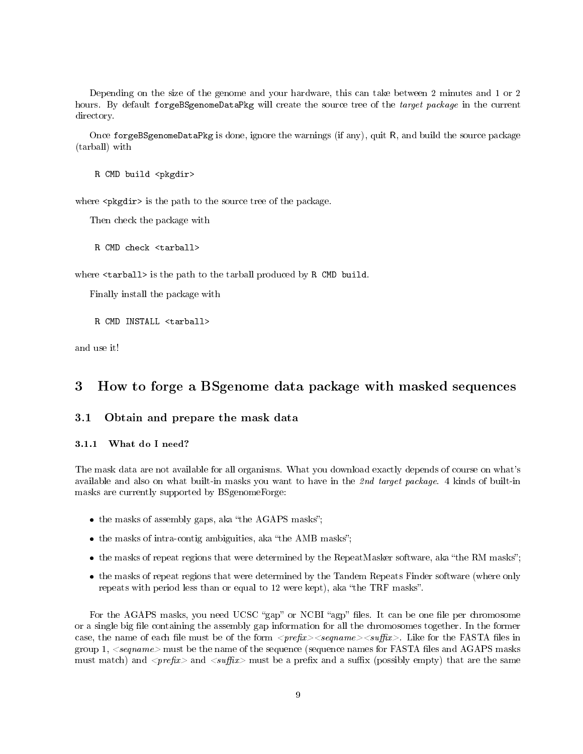Depending on the size of the genome and your hardware, this can take between 2 minutes and 1 or 2 hours. By default `forgeBSgenomeDataPkg` will create the source tree of the *target package* in the current directory.

Once `forgeBSgenomeDataPkg` is done, ignore the warnings (if any), quit R, and build the source package (tarball) with

```
R CMD build <pkgdir>
```

where `<pkgdir>` is the path to the source tree of the package.

Then check the package with

```
R CMD check <tarball>
```

where `<tarball>` is the path to the tarball produced by `R CMD build`.

Finally install the package with

```
R CMD INSTALL <tarball>
```

and use it!

# 3 How to forge a BSgenome data package with masked sequences

## 3.1 Obtain and prepare the mask data

### 3.1.1 What do I need?

The mask data are not available for all organisms. What you download exactly depends of course on what's available and also on what built-in masks you want to have in the *2nd target package*. 4 kinds of built-in masks are currently supported by BSgenomeForge:

- the masks of assembly gaps, aka "the AGAPS masks";
- the masks of intra-contig ambiguities, aka "the AMB masks";
- the masks of repeat regions that were determined by the RepeatMasker software, aka "the RM masks";
- the masks of repeat regions that were determined by the Tandem Repeats Finder software (where only repeats with period less than or equal to 12 were kept), aka "the TRF masks".

For the AGAPS masks, you need UCSC "gap" or NCBI "agp" files. It can be one file per chromosome or a single big file containing the assembly gap information for all the chromosomes together. In the former case, the name of each file must be of the form *<prefix><seqname><suffix>*. Like for the FASTA files in group 1, *<seqname>* must be the name of the sequence (sequence names for FASTA files and AGAPS masks must match) and *<prefix>* and *<suffix>* must be a prefix and a suffix (possibly empty) that are the same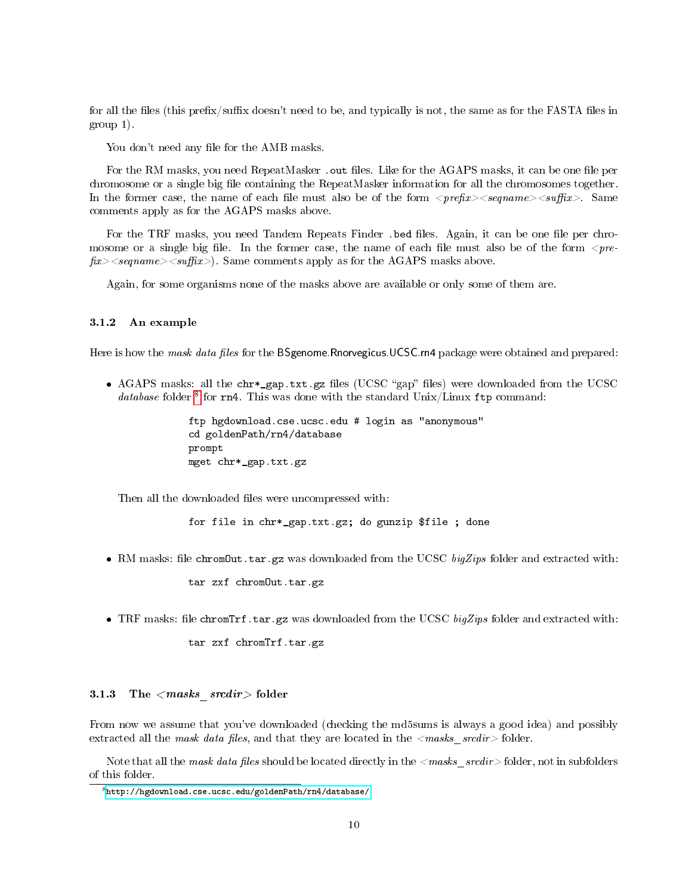for all the files (this prefix/suffix doesn't need to be, and typically is not, the same as for the FASTA files in group 1).

You don't need any file for the AMB masks.

For the RM masks, you need RepeatMasker `.out` files. Like for the AGAPS masks, it can be one file per chromosome or a single big file containing the RepeatMasker information for all the chromosomes together. In the former case, the name of each file must also be of the form *<prefix><seqname><suffix>*. Same comments apply as for the AGAPS masks above.

For the TRF masks, you need Tandem Repeats Finder `.bed` files. Again, it can be one file per chromosome or a single big file. In the former case, the name of each file must also be of the form *<prefix><seqname><suffix>*). Same comments apply as for the AGAPS masks above.

Again, for some organisms none of the masks above are available or only some of them are.

### 3.1.2 An example

Here is how the *mask data files* for the BSgenome.Rnorvegicus.UCSC.rn4 package were obtained and prepared:

- AGAPS masks: all the `chr*_gap.txt.gz` files (UCSC "gap" files) were downloaded from the UCSC *database* folder [8] for `rn4`. This was done with the standard Unix/Linux `ftp` command:

```
ftp hgdownload.cse.ucsc.edu # login as "anonymous"
cd goldenPath/rn4/database
prompt
mget chr*_gap.txt.gz
```

  Then all the downloaded files were uncompressed with:

```
for file in chr*_gap.txt.gz; do gunzip $file ; done
```

- RM masks: file `chromOut.tar.gz` was downloaded from the UCSC *bigZips* folder and extracted with:

```
tar zxf chromOut.tar.gz
```

- TRF masks: file `chromTrf.tar.gz` was downloaded from the UCSC *bigZips* folder and extracted with:

```
tar zxf chromTrf.tar.gz
```

### 3.1.3 The *<masks_srcdir>* folder

From now we assume that you've downloaded (checking the md5sums is always a good idea) and possibly extracted all the *mask data files*, and that they are located in the *<masks_srcdir>* folder.

Note that all the *mask data files* should be located directly in the *<masks_srcdir>* folder, not in subfolders of this folder.

[8] http://hgdownload.cse.ucsc.edu/goldenPath/rn4/database/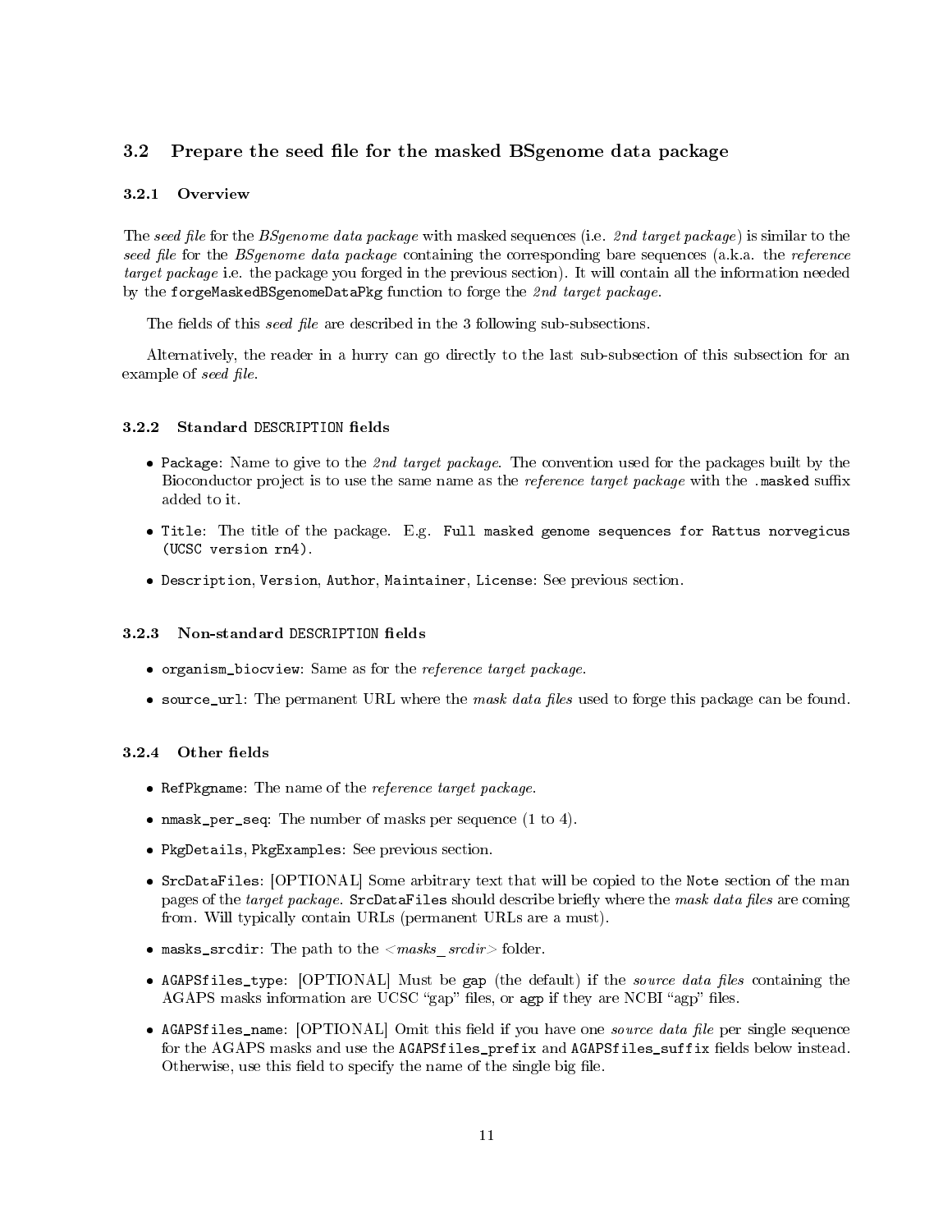## 3.2 Prepare the seed file for the masked BSgenome data package

### 3.2.1 Overview

The *seed file* for the *BSgenome data package* with masked sequences (i.e. *2nd target package*) is similar to the *seed file* for the *BSgenome data package* containing the corresponding bare sequences (a.k.a. the *reference target package* i.e. the package you forged in the previous section). It will contain all the information needed by the `forgeMaskedBSgenomeDataPkg` function to forge the *2nd target package*.

The fields of this *seed file* are described in the 3 following sub-subsections.

Alternatively, the reader in a hurry can go directly to the last sub-subsection of this subsection for an example of *seed file*.

### 3.2.2 Standard `DESCRIPTION` fields

- `Package`: Name to give to the *2nd target package*. The convention used for the packages built by the Bioconductor project is to use the same name as the *reference target package* with the `.masked` suffix added to it.
- `Title`: The title of the package. E.g. `Full masked genome sequences for Rattus norvegicus (UCSC version rn4)`.
- `Description`, `Version`, `Author`, `Maintainer`, `License`: See previous section.

### 3.2.3 Non-standard `DESCRIPTION` fields

- `organism_biocview`: Same as for the *reference target package*.
- `source_url`: The permanent URL where the *mask data files* used to forge this package can be found.

### 3.2.4 Other fields

- `RefPkgname`: The name of the *reference target package*.
- `nmask_per_seq`: The number of masks per sequence (1 to 4).
- `PkgDetails`, `PkgExamples`: See previous section.
- `SrcDataFiles`: [OPTIONAL] Some arbitrary text that will be copied to the `Note` section of the man pages of the *target package*. `SrcDataFiles` should describe briefly where the *mask data files* are coming from. Will typically contain URLs (permanent URLs are a must).
- `masks_srcdir`: The path to the <*masks_srcdir*> folder.
- `AGAPSfiles_type`: [OPTIONAL] Must be `gap` (the default) if the *source data files* containing the AGAPS masks information are UCSC "gap" files, or `agp` if they are NCBI "agp" files.
- `AGAPSfiles_name`: [OPTIONAL] Omit this field if you have one *source data file* per single sequence for the AGAPS masks and use the `AGAPSfiles_prefix` and `AGAPSfiles_suffix` fields below instead. Otherwise, use this field to specify the name of the single big file.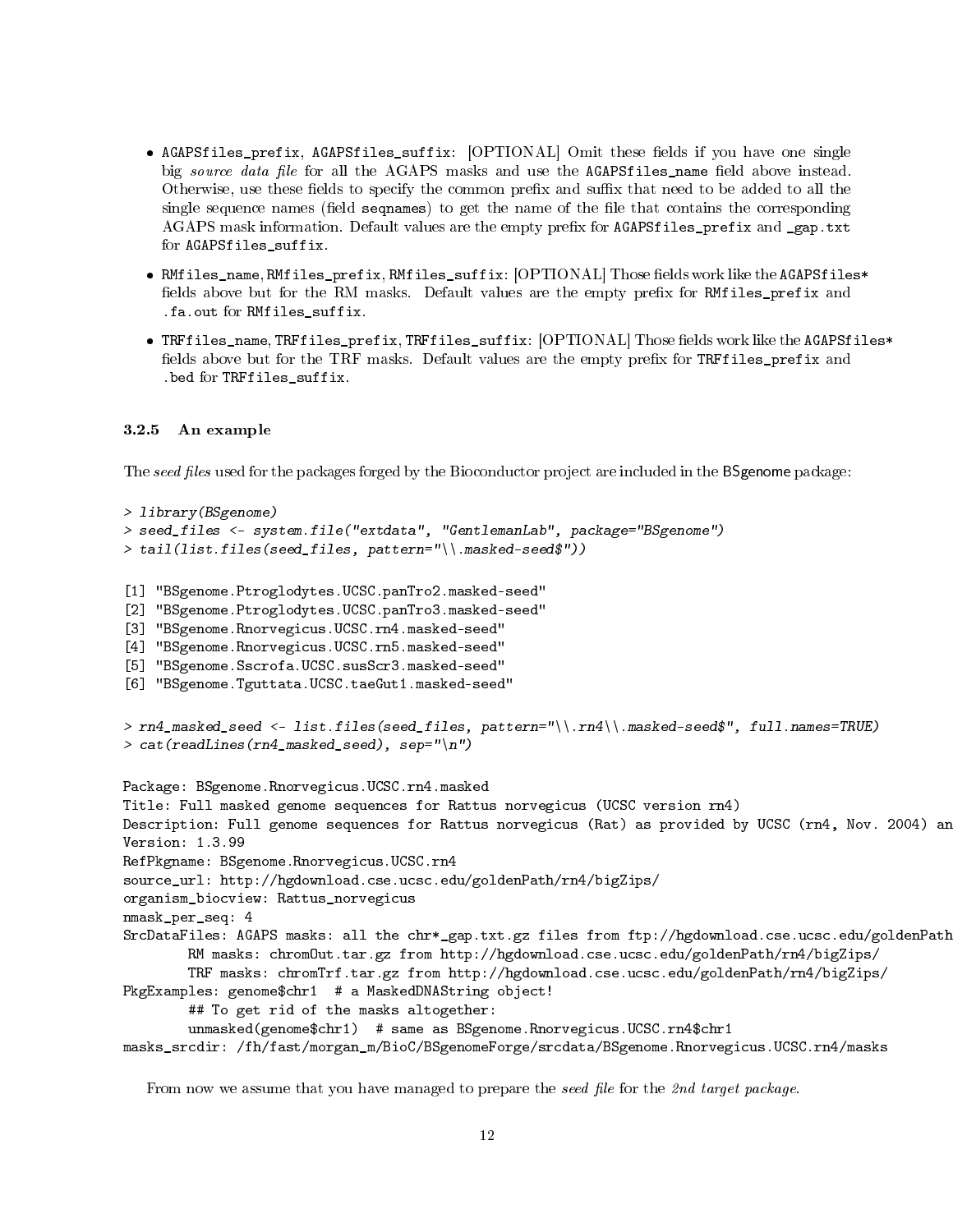- AGAPSfiles_prefix, AGAPSfiles_suffix: [OPTIONAL] Omit these fields if you have one single big *source data file* for all the AGAPS masks and use the AGAPSfiles_name field above instead. Otherwise, use these fields to specify the common prefix and suffix that need to be added to all the single sequence names (field seqnames) to get the name of the file that contains the corresponding AGAPS mask information. Default values are the empty prefix for AGAPSfiles_prefix and _gap.txt for AGAPSfiles_suffix.
- RMfiles_name, RMfiles_prefix, RMfiles_suffix: [OPTIONAL] Those fields work like the AGAPSfiles* fields above but for the RM masks. Default values are the empty prefix for RMfiles_prefix and .fa.out for RMfiles_suffix.
- TRFfiles_name, TRFfiles_prefix, TRFfiles_suffix: [OPTIONAL] Those fields work like the AGAPSfiles* fields above but for the TRF masks. Default values are the empty prefix for TRFfiles_prefix and .bed for TRFfiles_suffix.

#### 3.2.5 An example

The *seed files* used for the packages forged by the Bioconductor project are included in the BSgenome package:

```
> library(BSgenome)
> seed_files <- system.file("extdata", "GentlemanLab", package="BSgenome")
> tail(list.files(seed_files, pattern="\\.masked-seed$"))

[1] "BSgenome.Ptroglodytes.UCSC.panTro2.masked-seed"
[2] "BSgenome.Ptroglodytes.UCSC.panTro3.masked-seed"
[3] "BSgenome.Rnorvegicus.UCSC.rn4.masked-seed"
[4] "BSgenome.Rnorvegicus.UCSC.rn5.masked-seed"
[5] "BSgenome.Sscrofa.UCSC.susScr3.masked-seed"
[6] "BSgenome.Tguttata.UCSC.taeGut1.masked-seed"

> rn4_masked_seed <- list.files(seed_files, pattern="\\.rn4\\.masked-seed$", full.names=TRUE)
> cat(readLines(rn4_masked_seed), sep="\n")

Package: BSgenome.Rnorvegicus.UCSC.rn4.masked
Title: Full masked genome sequences for Rattus norvegicus (UCSC version rn4)
Description: Full genome sequences for Rattus norvegicus (Rat) as provided by UCSC (rn4, Nov. 2004) an
Version: 1.3.99
RefPkgname: BSgenome.Rnorvegicus.UCSC.rn4
source_url: http://hgdownload.cse.ucsc.edu/goldenPath/rn4/bigZips/
organism_biocview: Rattus_norvegicus
nmask_per_seq: 4
SrcDataFiles: AGAPS masks: all the chr*_gap.txt.gz files from ftp://hgdownload.cse.ucsc.edu/goldenPath
        RM masks: chromOut.tar.gz from http://hgdownload.cse.ucsc.edu/goldenPath/rn4/bigZips/
        TRF masks: chromTrf.tar.gz from http://hgdownload.cse.ucsc.edu/goldenPath/rn4/bigZips/
PkgExamples: genome$chr1  # a MaskedDNAString object!
        ## To get rid of the masks altogether:
        unmasked(genome$chr1)  # same as BSgenome.Rnorvegicus.UCSC.rn4$chr1
masks_srcdir: /fh/fast/morgan_m/BioC/BSgenomeForge/srcdata/BSgenome.Rnorvegicus.UCSC.rn4/masks
```

From now we assume that you have managed to prepare the *seed file* for the *2nd target package*.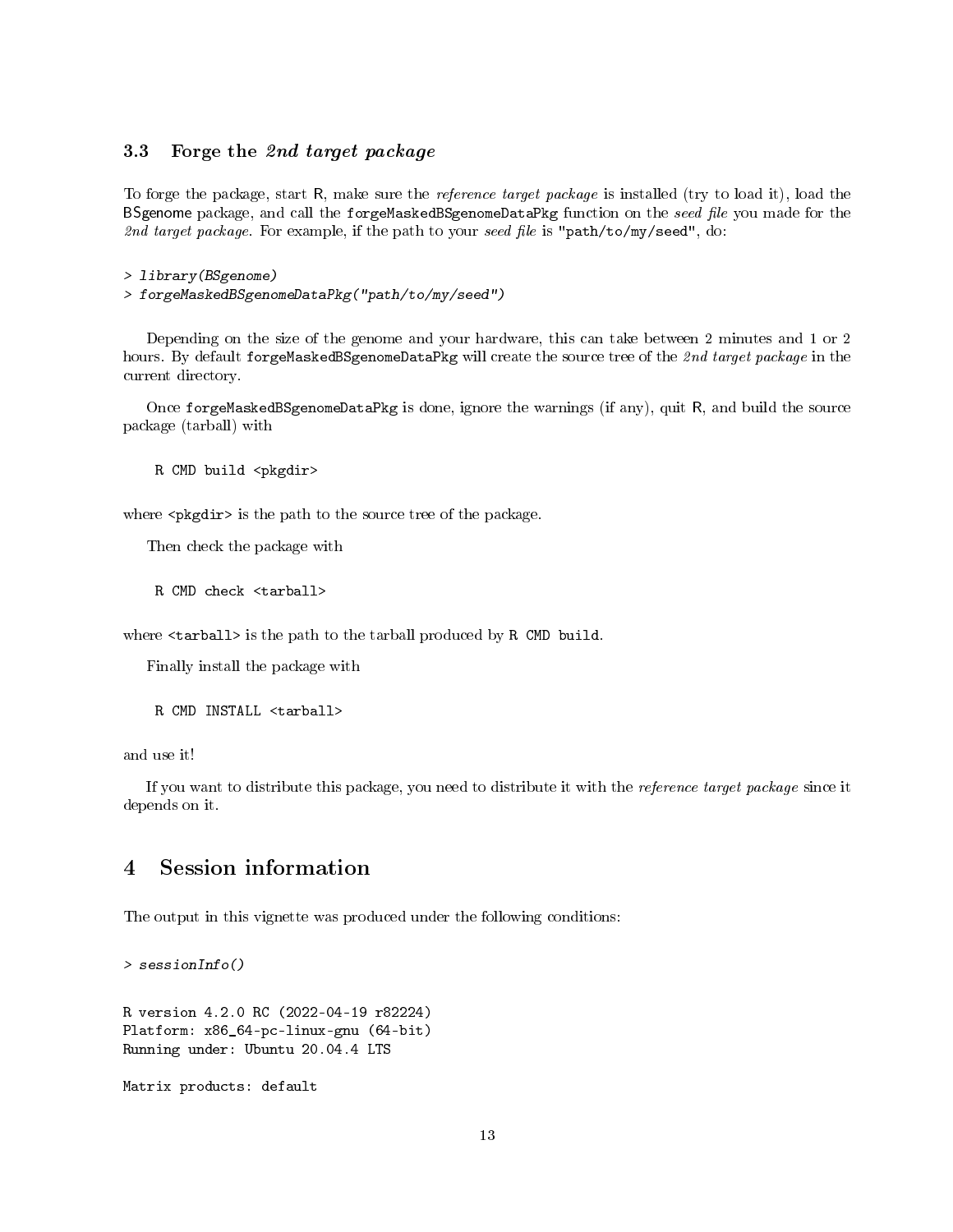### 3.3 Forge the *2nd target package*

To forge the package, start R, make sure the *reference target package* is installed (try to load it), load the BSgenome package, and call the `forgeMaskedBSgenomeDataPkg` function on the *seed file* you made for the *2nd target package*. For example, if the path to your *seed file* is `"path/to/my/seed"`, do:

```
> library(BSgenome)
> forgeMaskedBSgenomeDataPkg("path/to/my/seed")
```

Depending on the size of the genome and your hardware, this can take between 2 minutes and 1 or 2 hours. By default `forgeMaskedBSgenomeDataPkg` will create the source tree of the *2nd target package* in the current directory.

Once `forgeMaskedBSgenomeDataPkg` is done, ignore the warnings (if any), quit R, and build the source package (tarball) with

```
R CMD build <pkgdir>
```

where `<pkgdir>` is the path to the source tree of the package.

Then check the package with

```
R CMD check <tarball>
```

where `<tarball>` is the path to the tarball produced by `R CMD build`.

Finally install the package with

```
R CMD INSTALL <tarball>
```

and use it!

If you want to distribute this package, you need to distribute it with the *reference target package* since it depends on it.

## 4 Session information

The output in this vignette was produced under the following conditions:

```
> sessionInfo()
```

```
R version 4.2.0 RC (2022-04-19 r82224)
Platform: x86_64-pc-linux-gnu (64-bit)
Running under: Ubuntu 20.04.4 LTS

Matrix products: default
```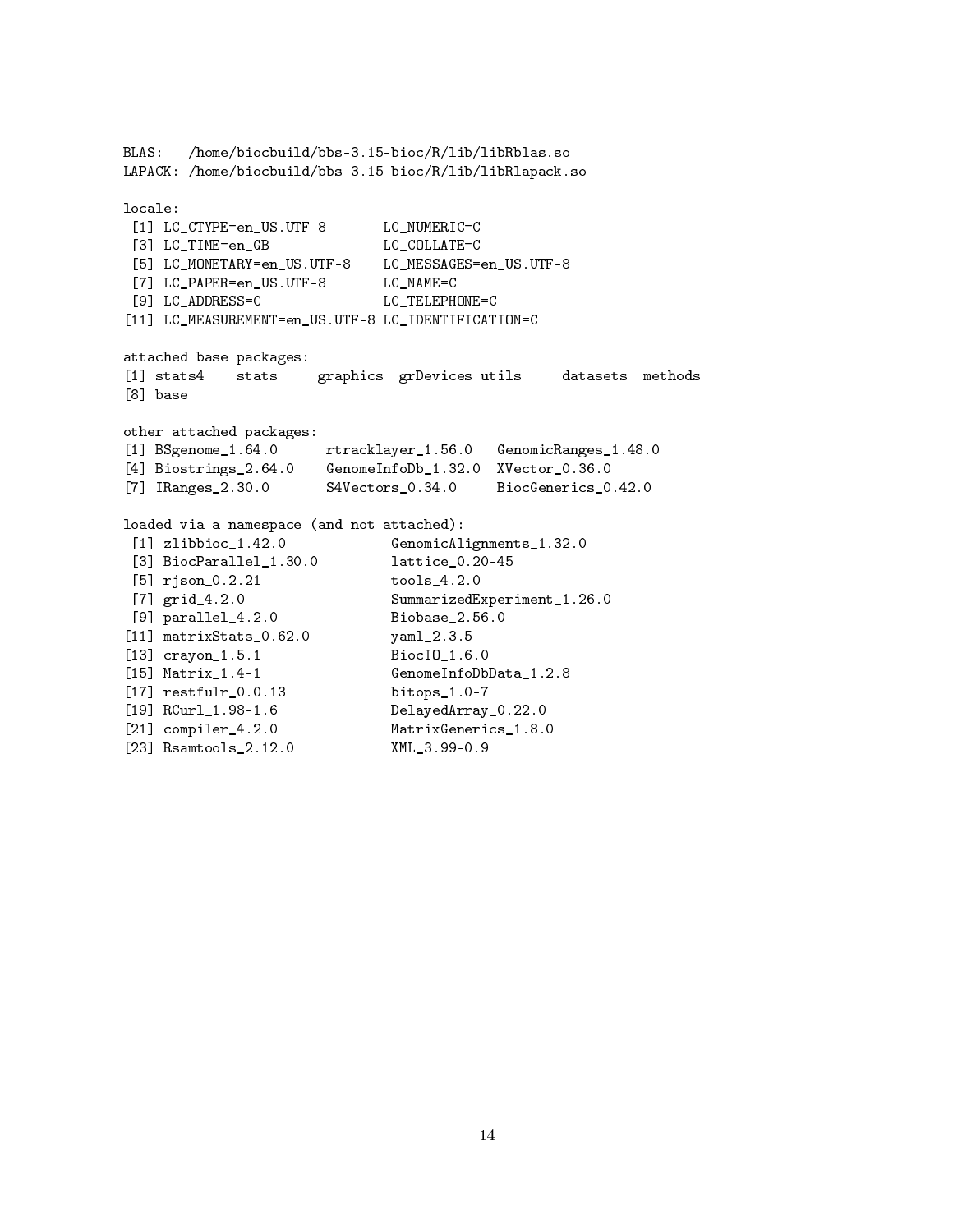```
BLAS:   /home/biocbuild/bbs-3.15-bioc/R/lib/libRblas.so
LAPACK: /home/biocbuild/bbs-3.15-bioc/R/lib/libRlapack.so

locale:
 [1] LC_CTYPE=en_US.UTF-8       LC_NUMERIC=C
 [3] LC_TIME=en_GB              LC_COLLATE=C
 [5] LC_MONETARY=en_US.UTF-8    LC_MESSAGES=en_US.UTF-8
 [7] LC_PAPER=en_US.UTF-8       LC_NAME=C
 [9] LC_ADDRESS=C               LC_TELEPHONE=C
[11] LC_MEASUREMENT=en_US.UTF-8 LC_IDENTIFICATION=C

attached base packages:
[1] stats4    stats     graphics  grDevices utils     datasets  methods
[8] base

other attached packages:
[1] BSgenome_1.64.0      rtracklayer_1.56.0   GenomicRanges_1.48.0
[4] Biostrings_2.64.0    GenomeInfoDb_1.32.0  XVector_0.36.0
[7] IRanges_2.30.0       S4Vectors_0.34.0     BiocGenerics_0.42.0

loaded via a namespace (and not attached):
 [1] zlibbioc_1.42.0            GenomicAlignments_1.32.0
 [3] BiocParallel_1.30.0        lattice_0.20-45
 [5] rjson_0.2.21               tools_4.2.0
 [7] grid_4.2.0                 SummarizedExperiment_1.26.0
 [9] parallel_4.2.0             Biobase_2.56.0
[11] matrixStats_0.62.0         yaml_2.3.5
[13] crayon_1.5.1               BiocIO_1.6.0
[15] Matrix_1.4-1               GenomeInfoDbData_1.2.8
[17] restfulr_0.0.13            bitops_1.0-7
[19] RCurl_1.98-1.6             DelayedArray_0.22.0
[21] compiler_4.2.0             MatrixGenerics_1.8.0
[23] Rsamtools_2.12.0           XML_3.99-0.9
```